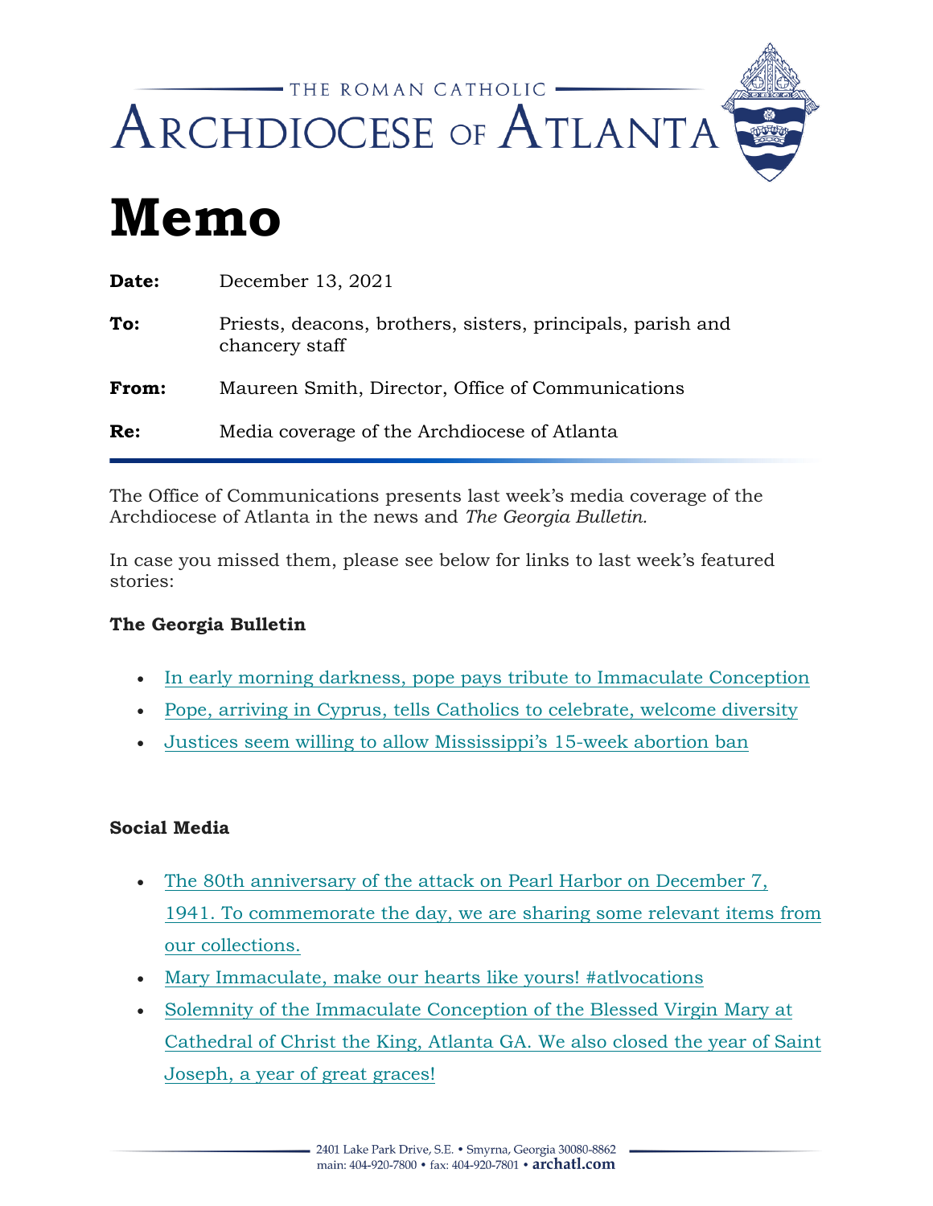THE ROMAN CATHOLIC

ARCHDIOCESE OF ATLANTA

# Memo

**Date:** December 13, 2021

**To:** Priests, deacons, brothers, sisters, principals, parish and chancery staff

**From:** Maureen Smith, Director, Office of Communications

**Re:** Media coverage of the Archdiocese of Atlanta

---

The Office of Communications presents last week's media coverage of the Archdiocese of Atlanta in the news and *The Georgia Bulletin*.

In case you missed them, please see below for links to last week's featured stories:

**The Georgia Bulletin**

- In early morning darkness, pope pays tribute to Immaculate Conception
- Pope, arriving in Cyprus, tells Catholics to celebrate, welcome diversity
- Justices seem willing to allow Mississippi's 15-week abortion ban

**Social Media**

- The 80th anniversary of the attack on Pearl Harbor on December 7, 1941. To commemorate the day, we are sharing some relevant items from our collections.
- Mary Immaculate, make our hearts like yours! #atlvocations
- Solemnity of the Immaculate Conception of the Blessed Virgin Mary at Cathedral of Christ the King, Atlanta GA. We also closed the year of Saint Joseph, a year of great graces!

2401 Lake Park Drive, S.E. • Smyrna, Georgia 30080-8862
main: 404-920-7800 • fax: 404-920-7801 • **archatl.com**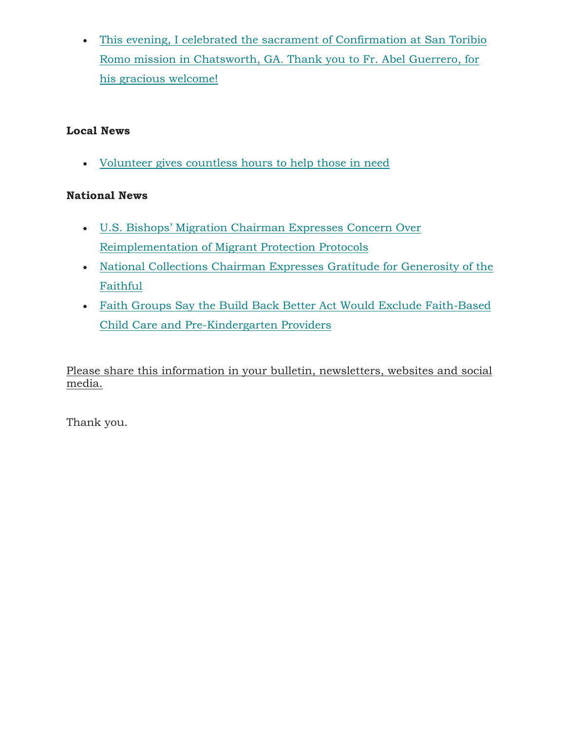- This evening, I celebrated the sacrament of Confirmation at San Toribio Romo mission in Chatsworth, GA. Thank you to Fr. Abel Guerrero, for his gracious welcome!

**Local News**

- Volunteer gives countless hours to help those in need

**National News**

- U.S. Bishops' Migration Chairman Expresses Concern Over Reimplementation of Migrant Protection Protocols
- National Collections Chairman Expresses Gratitude for Generosity of the Faithful
- Faith Groups Say the Build Back Better Act Would Exclude Faith-Based Child Care and Pre-Kindergarten Providers

Please share this information in your bulletin, newsletters, websites and social media.

Thank you.